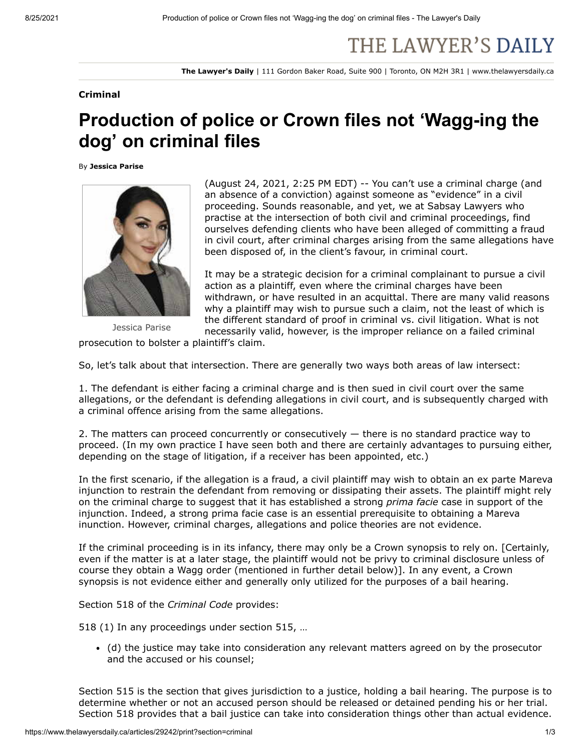**Criminal**

# Production of police or Crown files not 'Wagg-ing the dog' on criminal files

By **Jessica Parise**

Jessica Parise

(August 24, 2021, 2:25 PM EDT) -- You can't use a criminal charge (and an absence of a conviction) against someone as "evidence" in a civil proceeding. Sounds reasonable, and yet, we at Sabsay Lawyers who practise at the intersection of both civil and criminal proceedings, find ourselves defending clients who have been alleged of committing a fraud in civil court, after criminal charges arising from the same allegations have been disposed of, in the client's favour, in criminal court.

It may be a strategic decision for a criminal complainant to pursue a civil action as a plaintiff, even where the criminal charges have been withdrawn, or have resulted in an acquittal. There are many valid reasons why a plaintiff may wish to pursue such a claim, not the least of which is the different standard of proof in criminal vs. civil litigation. What is not necessarily valid, however, is the improper reliance on a failed criminal prosecution to bolster a plaintiff's claim.

So, let's talk about that intersection. There are generally two ways both areas of law intersect:

1. The defendant is either facing a criminal charge and is then sued in civil court over the same allegations, or the defendant is defending allegations in civil court, and is subsequently charged with a criminal offence arising from the same allegations.

2. The matters can proceed concurrently or consecutively — there is no standard practice way to proceed. (In my own practice I have seen both and there are certainly advantages to pursuing either, depending on the stage of litigation, if a receiver has been appointed, etc.)

In the first scenario, if the allegation is a fraud, a civil plaintiff may wish to obtain an ex parte Mareva injunction to restrain the defendant from removing or dissipating their assets. The plaintiff might rely on the criminal charge to suggest that it has established a strong *prima facie* case in support of the injunction. Indeed, a strong prima facie case is an essential prerequisite to obtaining a Mareva inunction. However, criminal charges, allegations and police theories are not evidence.

If the criminal proceeding is in its infancy, there may only be a Crown synopsis to rely on. [Certainly, even if the matter is at a later stage, the plaintiff would not be privy to criminal disclosure unless of course they obtain a Wagg order (mentioned in further detail below)]. In any event, a Crown synopsis is not evidence either and generally only utilized for the purposes of a bail hearing.

Section 518 of the *Criminal Code* provides:

518 (1) In any proceedings under section 515, …

- (d) the justice may take into consideration any relevant matters agreed on by the prosecutor and the accused or his counsel;

Section 515 is the section that gives jurisdiction to a justice, holding a bail hearing. The purpose is to determine whether or not an accused person should be released or detained pending his or her trial. Section 518 provides that a bail justice can take into consideration things other than actual evidence.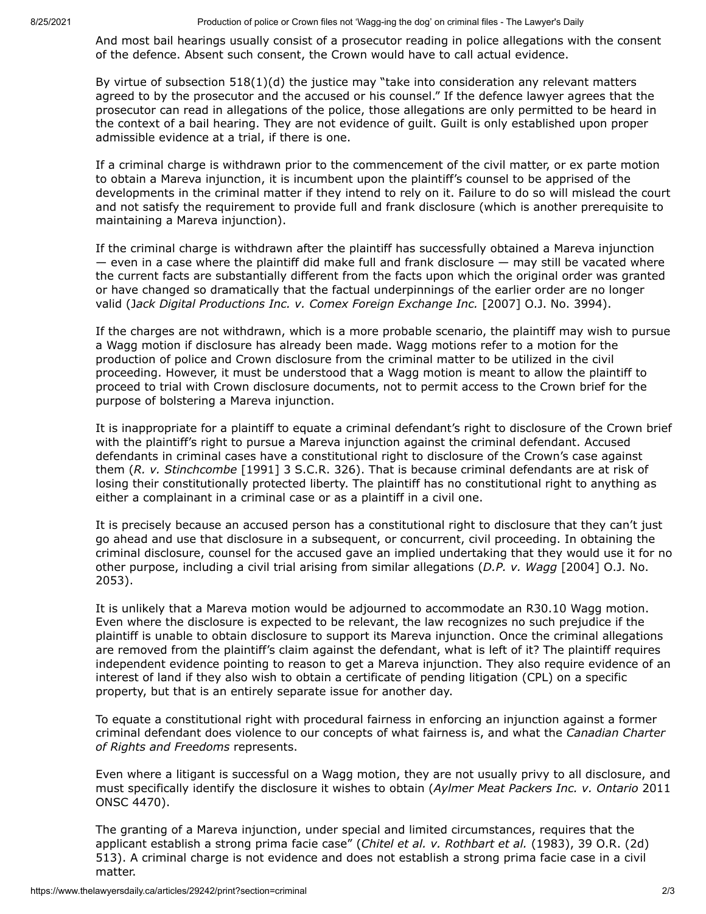And most bail hearings usually consist of a prosecutor reading in police allegations with the consent of the defence. Absent such consent, the Crown would have to call actual evidence.

By virtue of subsection 518(1)(d) the justice may "take into consideration any relevant matters agreed to by the prosecutor and the accused or his counsel." If the defence lawyer agrees that the prosecutor can read in allegations of the police, those allegations are only permitted to be heard in the context of a bail hearing. They are not evidence of guilt. Guilt is only established upon proper admissible evidence at a trial, if there is one.

If a criminal charge is withdrawn prior to the commencement of the civil matter, or ex parte motion to obtain a Mareva injunction, it is incumbent upon the plaintiff's counsel to be apprised of the developments in the criminal matter if they intend to rely on it. Failure to do so will mislead the court and not satisfy the requirement to provide full and frank disclosure (which is another prerequisite to maintaining a Mareva injunction).

If the criminal charge is withdrawn after the plaintiff has successfully obtained a Mareva injunction — even in a case where the plaintiff did make full and frank disclosure — may still be vacated where the current facts are substantially different from the facts upon which the original order was granted or have changed so dramatically that the factual underpinnings of the earlier order are no longer valid (J*ack Digital Productions Inc. v. Comex Foreign Exchange Inc.* [2007] O.J. No. 3994).

If the charges are not withdrawn, which is a more probable scenario, the plaintiff may wish to pursue a Wagg motion if disclosure has already been made. Wagg motions refer to a motion for the production of police and Crown disclosure from the criminal matter to be utilized in the civil proceeding. However, it must be understood that a Wagg motion is meant to allow the plaintiff to proceed to trial with Crown disclosure documents, not to permit access to the Crown brief for the purpose of bolstering a Mareva injunction.

It is inappropriate for a plaintiff to equate a criminal defendant's right to disclosure of the Crown brief with the plaintiff's right to pursue a Mareva injunction against the criminal defendant. Accused defendants in criminal cases have a constitutional right to disclosure of the Crown's case against them (*R. v. Stinchcombe* [1991] 3 S.C.R. 326). That is because criminal defendants are at risk of losing their constitutionally protected liberty. The plaintiff has no constitutional right to anything as either a complainant in a criminal case or as a plaintiff in a civil one.

It is precisely because an accused person has a constitutional right to disclosure that they can't just go ahead and use that disclosure in a subsequent, or concurrent, civil proceeding. In obtaining the criminal disclosure, counsel for the accused gave an implied undertaking that they would use it for no other purpose, including a civil trial arising from similar allegations (*D.P. v. Wagg* [2004] O.J. No. 2053).

It is unlikely that a Mareva motion would be adjourned to accommodate an R30.10 Wagg motion. Even where the disclosure is expected to be relevant, the law recognizes no such prejudice if the plaintiff is unable to obtain disclosure to support its Mareva injunction. Once the criminal allegations are removed from the plaintiff's claim against the defendant, what is left of it? The plaintiff requires independent evidence pointing to reason to get a Mareva injunction. They also require evidence of an interest of land if they also wish to obtain a certificate of pending litigation (CPL) on a specific property, but that is an entirely separate issue for another day.

To equate a constitutional right with procedural fairness in enforcing an injunction against a former criminal defendant does violence to our concepts of what fairness is, and what the *Canadian Charter of Rights and Freedoms* represents.

Even where a litigant is successful on a Wagg motion, they are not usually privy to all disclosure, and must specifically identify the disclosure it wishes to obtain (*Aylmer Meat Packers Inc. v. Ontario* 2011 ONSC 4470).

The granting of a Mareva injunction, under special and limited circumstances, requires that the applicant establish a strong prima facie case" (*Chitel et al. v. Rothbart et al.* (1983), 39 O.R. (2d) 513). A criminal charge is not evidence and does not establish a strong prima facie case in a civil matter.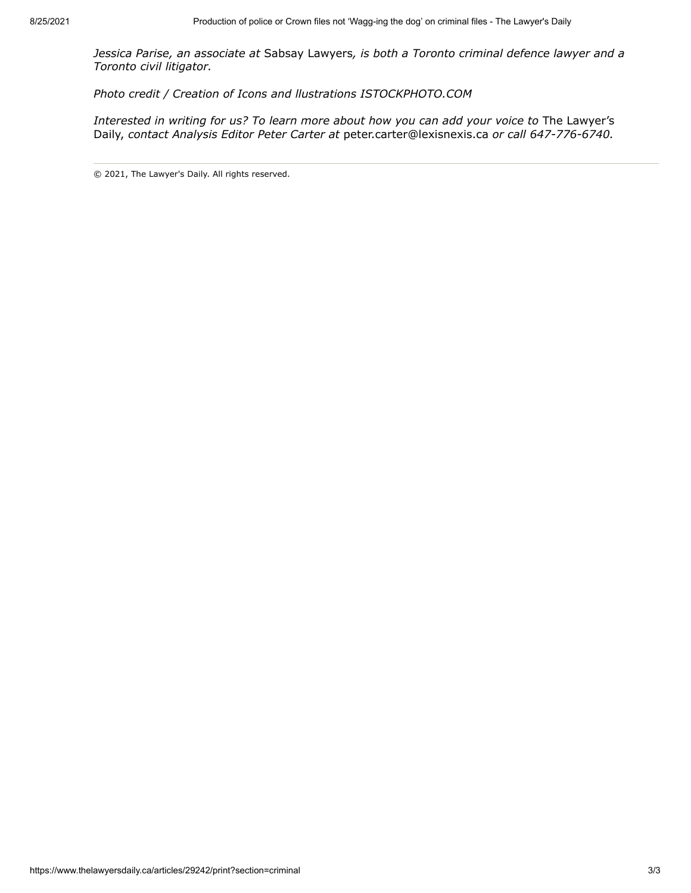*Jessica Parise, an associate at* Sabsay Lawyers*, is both a Toronto criminal defence lawyer and a Toronto civil litigator.*

*Photo credit / Creation of Icons and llustrations ISTOCKPHOTO.COM*

*Interested in writing for us? To learn more about how you can add your voice to* The Lawyer's Daily, *contact Analysis Editor Peter Carter at* peter.carter@lexisnexis.ca *or call 647-776-6740.*

---

© 2021, The Lawyer's Daily. All rights reserved.